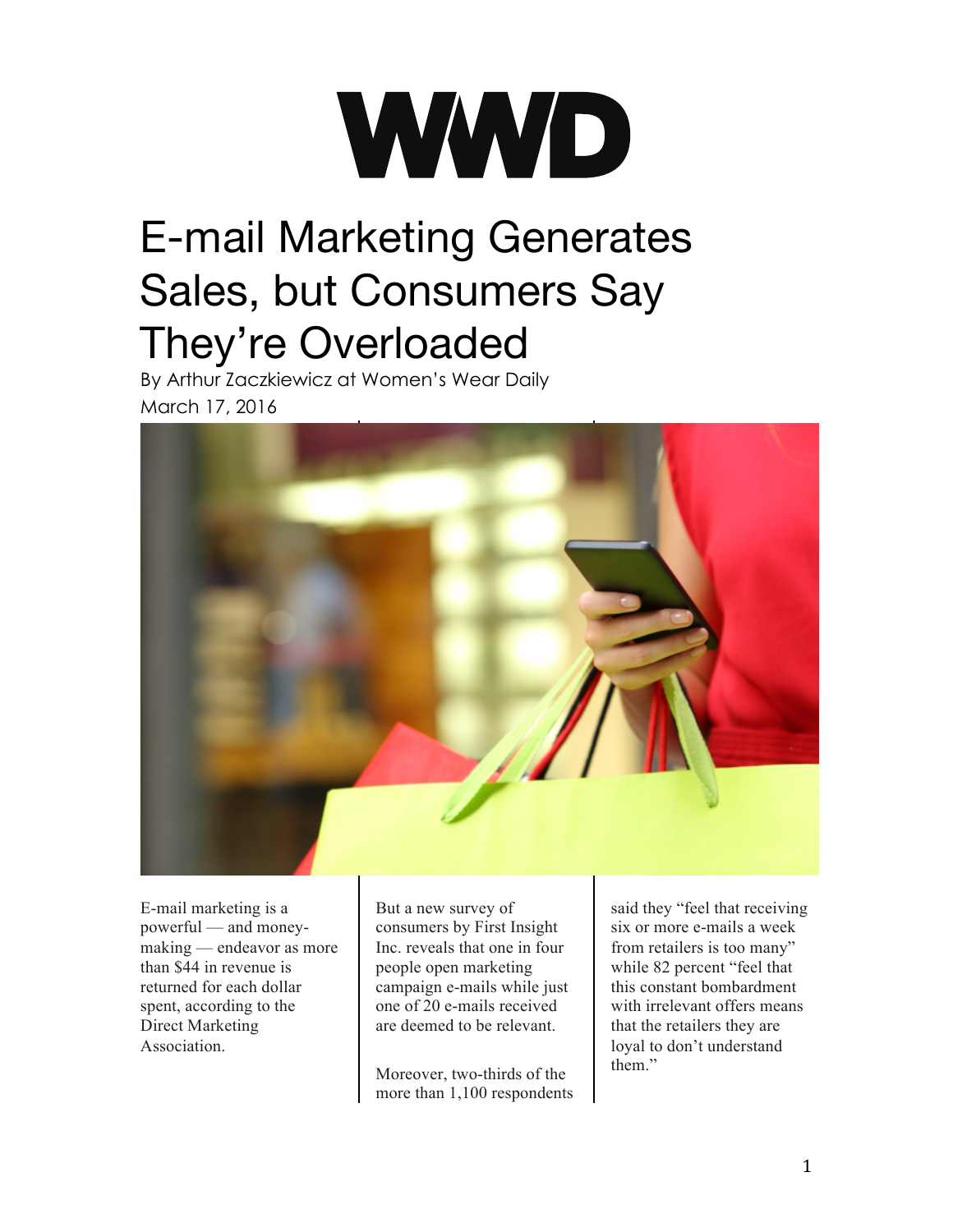WWD

# E-mail Marketing Generates Sales, but Consumers Say They're Overloaded

By Arthur Zaczkiewicz at Women's Wear Daily

March 17, 2016

E-mail marketing is a powerful — and money-making — endeavor as more than $44 in revenue is returned for each dollar spent, according to the Direct Marketing Association.

But a new survey of consumers by First Insight Inc. reveals that one in four people open marketing campaign e-mails while just one of 20 e-mails received are deemed to be relevant.

Moreover, two-thirds of the more than 1,100 respondents said they "feel that receiving six or more e-mails a week from retailers is too many" while 82 percent "feel that this constant bombardment with irrelevant offers means that the retailers they are loyal to don't understand them."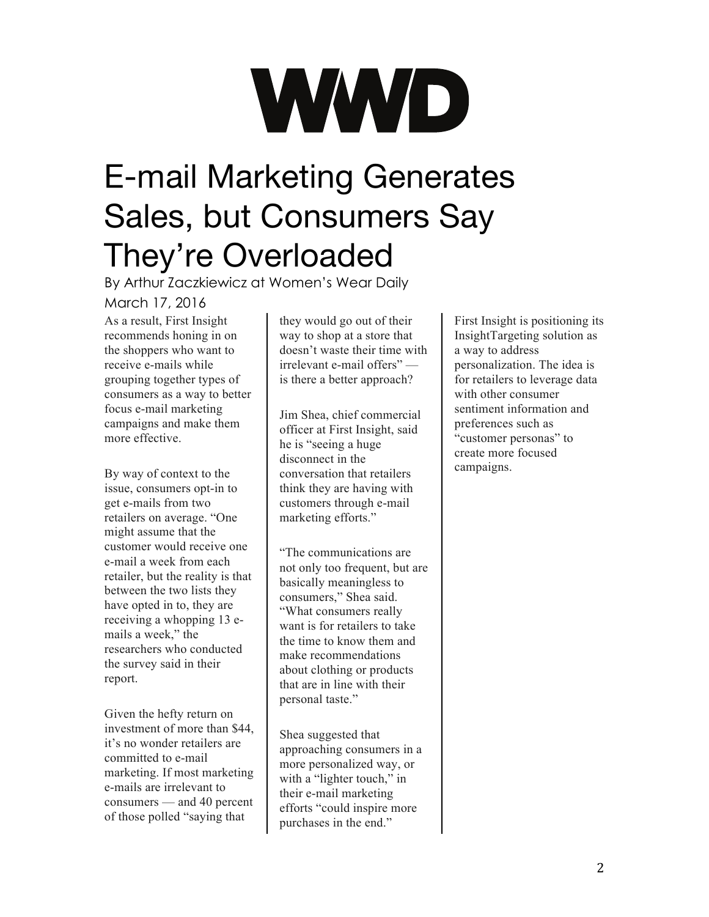# WWD

# E-mail Marketing Generates Sales, but Consumers Say They're Overloaded

By Arthur Zaczkiewicz at Women's Wear Daily

March 17, 2016

As a result, First Insight recommends honing in on the shoppers who want to receive e-mails while grouping together types of consumers as a way to better focus e-mail marketing campaigns and make them more effective.

By way of context to the issue, consumers opt-in to get e-mails from two retailers on average. "One might assume that the customer would receive one e-mail a week from each retailer, but the reality is that between the two lists they have opted in to, they are receiving a whopping 13 e-mails a week," the researchers who conducted the survey said in their report.

Given the hefty return on investment of more than $44, it's no wonder retailers are committed to e-mail marketing. If most marketing e-mails are irrelevant to consumers — and 40 percent of those polled "saying that they would go out of their way to shop at a store that doesn't waste their time with irrelevant e-mail offers" — is there a better approach?

Jim Shea, chief commercial officer at First Insight, said he is "seeing a huge disconnect in the conversation that retailers think they are having with customers through e-mail marketing efforts."

"The communications are not only too frequent, but are basically meaningless to consumers," Shea said. "What consumers really want is for retailers to take the time to know them and make recommendations about clothing or products that are in line with their personal taste."

Shea suggested that approaching consumers in a more personalized way, or with a "lighter touch," in their e-mail marketing efforts "could inspire more purchases in the end."

First Insight is positioning its InsightTargeting solution as a way to address personalization. The idea is for retailers to leverage data with other consumer sentiment information and preferences such as "customer personas" to create more focused campaigns.